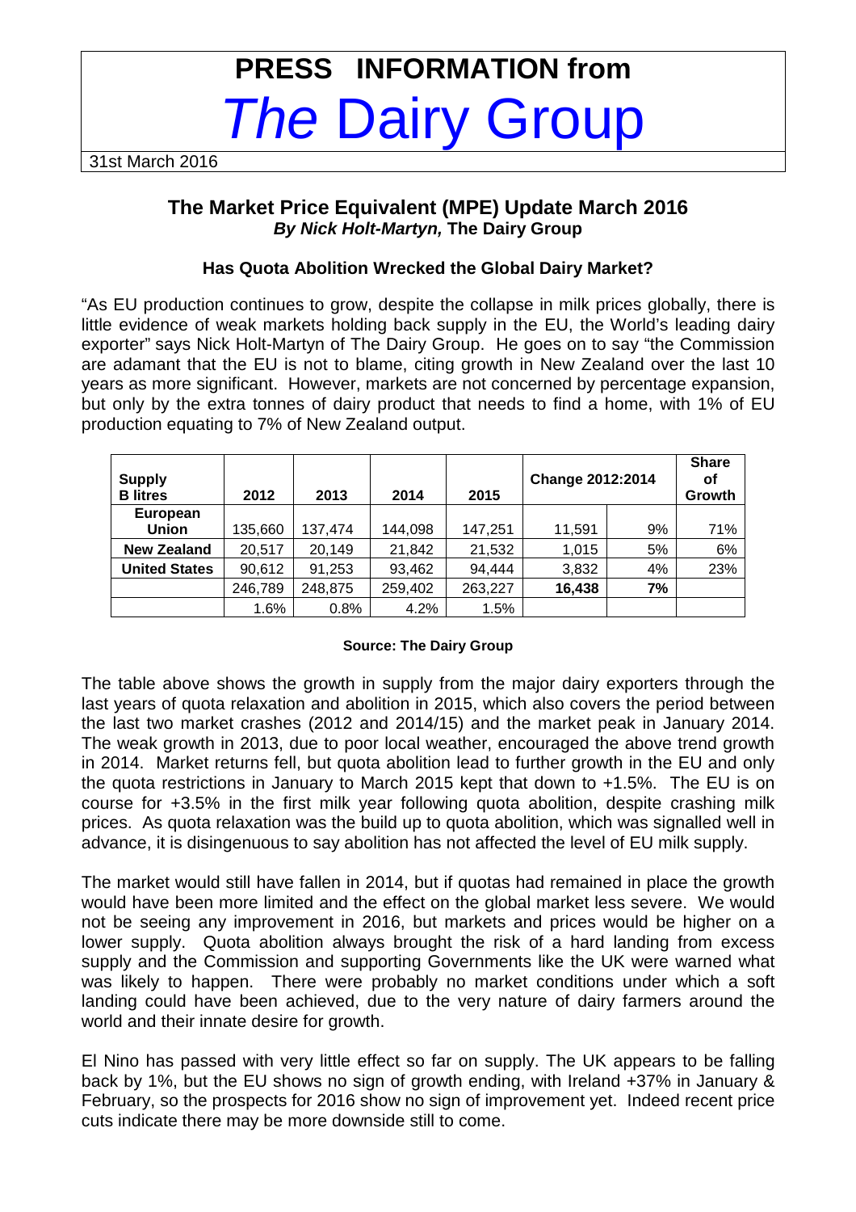# PRESS INFORMATION from *The* Dairy Group

31st March 2016

## The Market Price Equivalent (MPE) Update March 2016

***By Nick Holt-Martyn,* The Dairy Group**

### Has Quota Abolition Wrecked the Global Dairy Market?

"As EU production continues to grow, despite the collapse in milk prices globally, there is little evidence of weak markets holding back supply in the EU, the World's leading dairy exporter" says Nick Holt-Martyn of The Dairy Group. He goes on to say "the Commission are adamant that the EU is not to blame, citing growth in New Zealand over the last 10 years as more significant. However, markets are not concerned by percentage expansion, but only by the extra tonnes of dairy product that needs to find a home, with 1% of EU production equating to 7% of New Zealand output.

| Supply B litres | 2012 | 2013 | 2014 | 2015 | Change 2012:2014 | | Share of Growth |
|---|---|---|---|---|---|---|---|
| **European Union** | 135,660 | 137,474 | 144,098 | 147,251 | 11,591 | 9% | 71% |
| **New Zealand** | 20,517 | 20,149 | 21,842 | 21,532 | 1,015 | 5% | 6% |
| **United States** | 90,612 | 91,253 | 93,462 | 94,444 | 3,832 | 4% | 23% |
| | 246,789 | 248,875 | 259,402 | 263,227 | **16,438** | **7%** | |
| | 1.6% | 0.8% | 4.2% | 1.5% | | | |

**Source: The Dairy Group**

The table above shows the growth in supply from the major dairy exporters through the last years of quota relaxation and abolition in 2015, which also covers the period between the last two market crashes (2012 and 2014/15) and the market peak in January 2014. The weak growth in 2013, due to poor local weather, encouraged the above trend growth in 2014. Market returns fell, but quota abolition lead to further growth in the EU and only the quota restrictions in January to March 2015 kept that down to +1.5%. The EU is on course for +3.5% in the first milk year following quota abolition, despite crashing milk prices. As quota relaxation was the build up to quota abolition, which was signalled well in advance, it is disingenuous to say abolition has not affected the level of EU milk supply.

The market would still have fallen in 2014, but if quotas had remained in place the growth would have been more limited and the effect on the global market less severe. We would not be seeing any improvement in 2016, but markets and prices would be higher on a lower supply. Quota abolition always brought the risk of a hard landing from excess supply and the Commission and supporting Governments like the UK were warned what was likely to happen. There were probably no market conditions under which a soft landing could have been achieved, due to the very nature of dairy farmers around the world and their innate desire for growth.

El Nino has passed with very little effect so far on supply. The UK appears to be falling back by 1%, but the EU shows no sign of growth ending, with Ireland +37% in January & February, so the prospects for 2016 show no sign of improvement yet. Indeed recent price cuts indicate there may be more downside still to come.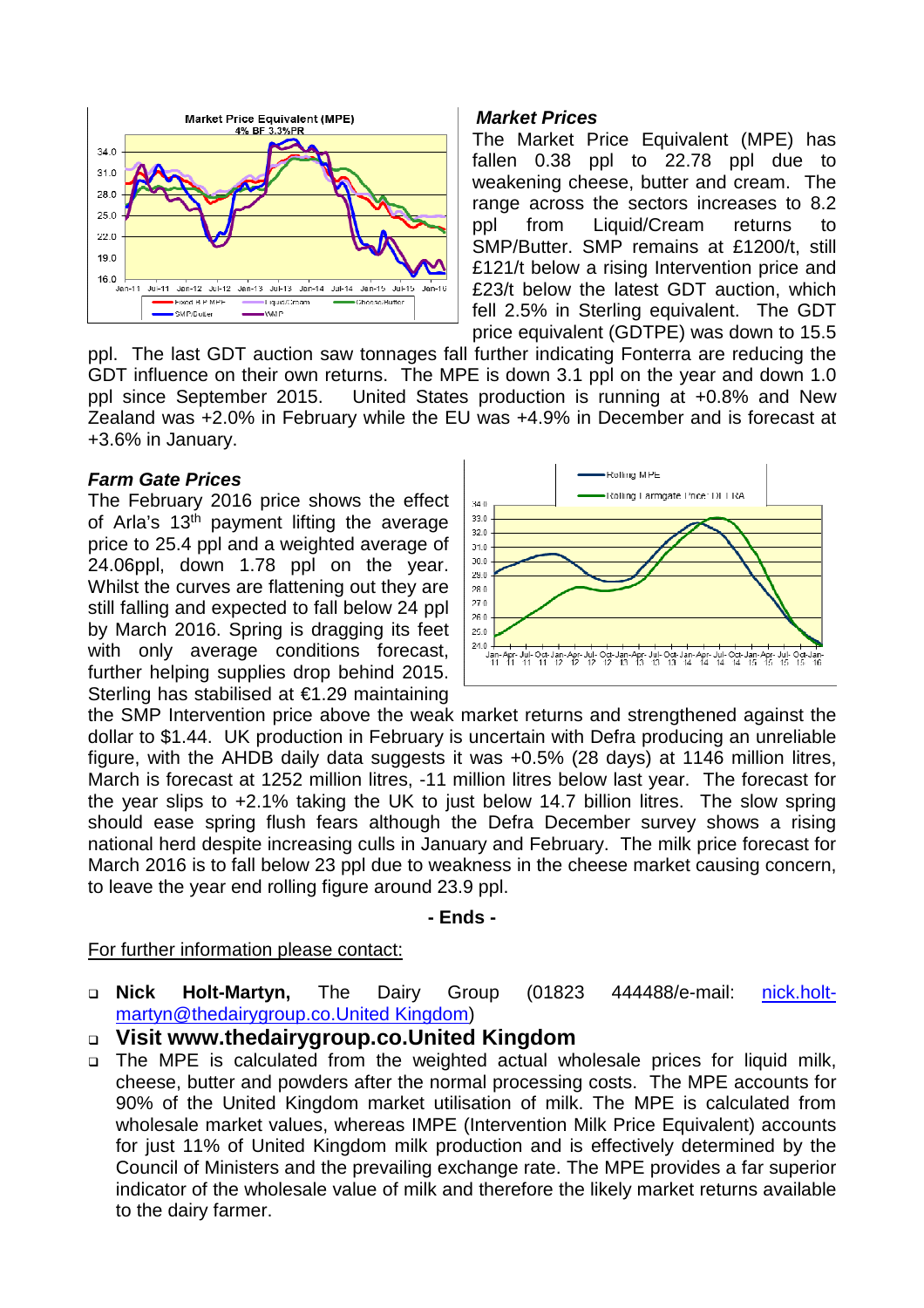Market Price Equivalent (MPE)
4% BF 3.3%PR
34.0
31.0
28.0
25.0
22.0
19.0
16.0
Jan-11 Jul-11 Jan-12 Jul-12 Jan-13 Jul-13 Jan-14 Jul-14 Jan-15 Jul-15 Jan-16
Fixed B.P MPE
Liquid/Cream
Cheese/Butter
SMP/Butter
WMP

### *Market Prices*

The Market Price Equivalent (MPE) has fallen 0.38 ppl to 22.78 ppl due to weakening cheese, butter and cream. The range across the sectors increases to 8.2 ppl from Liquid/Cream returns to SMP/Butter. SMP remains at £1200/t, still £121/t below a rising Intervention price and £23/t below the latest GDT auction, which fell 2.5% in Sterling equivalent. The GDT price equivalent (GDTPE) was down to 15.5 ppl. The last GDT auction saw tonnages fall further indicating Fonterra are reducing the GDT influence on their own returns. The MPE is down 3.1 ppl on the year and down 1.0 ppl since September 2015. United States production is running at +0.8% and New Zealand was +2.0% in February while the EU was +4.9% in December and is forecast at +3.6% in January.

### *Farm Gate Prices*

The February 2016 price shows the effect of Arla's 13th payment lifting the average price to 25.4 ppl and a weighted average of 24.06ppl, down 1.78 ppl on the year. Whilst the curves are flattening out they are still falling and expected to fall below 24 ppl by March 2016. Spring is dragging its feet with only average conditions forecast, further helping supplies drop behind 2015. Sterling has stabilised at €1.29 maintaining the SMP Intervention price above the weak market returns and strengthened against the dollar to $1.44. UK production in February is uncertain with Defra producing an unreliable figure, with the AHDB daily data suggests it was +0.5% (28 days) at 1146 million litres, March is forecast at 1252 million litres, -11 million litres below last year. The forecast for the year slips to +2.1% taking the UK to just below 14.7 billion litres. The slow spring should ease spring flush fears although the Defra December survey shows a rising national herd despite increasing culls in January and February. The milk price forecast for March 2016 is to fall below 23 ppl due to weakness in the cheese market causing concern, to leave the year end rolling figure around 23.9 ppl.

Rolling MPE
Rolling Farmgate Price: DEFRA
34.0
33.0
32.0
31.0
30.0
29.0
28.0
27.0
26.0
25.0
24.0
Jan-11 Apr-11 Jul-11 Oct-11 Jan-12 Apr-12 Jul-12 Oct-12 Jan-13 Apr-13 Jul-13 Oct-13 Jan-14 Apr-14 Jul-14 Oct-14 Jan-15 Apr-15 Jul-15 Oct-15 Jan-16

**- Ends -**

For further information please contact:

- **Nick Holt-Martyn,** The Dairy Group (01823 444488/e-mail: nick.holt-martyn@thedairygroup.co.United Kingdom)
- **Visit www.thedairygroup.co.United Kingdom**
- The MPE is calculated from the weighted actual wholesale prices for liquid milk, cheese, butter and powders after the normal processing costs. The MPE accounts for 90% of the United Kingdom market utilisation of milk. The MPE is calculated from wholesale market values, whereas IMPE (Intervention Milk Price Equivalent) accounts for just 11% of United Kingdom milk production and is effectively determined by the Council of Ministers and the prevailing exchange rate. The MPE provides a far superior indicator of the wholesale value of milk and therefore the likely market returns available to the dairy farmer.